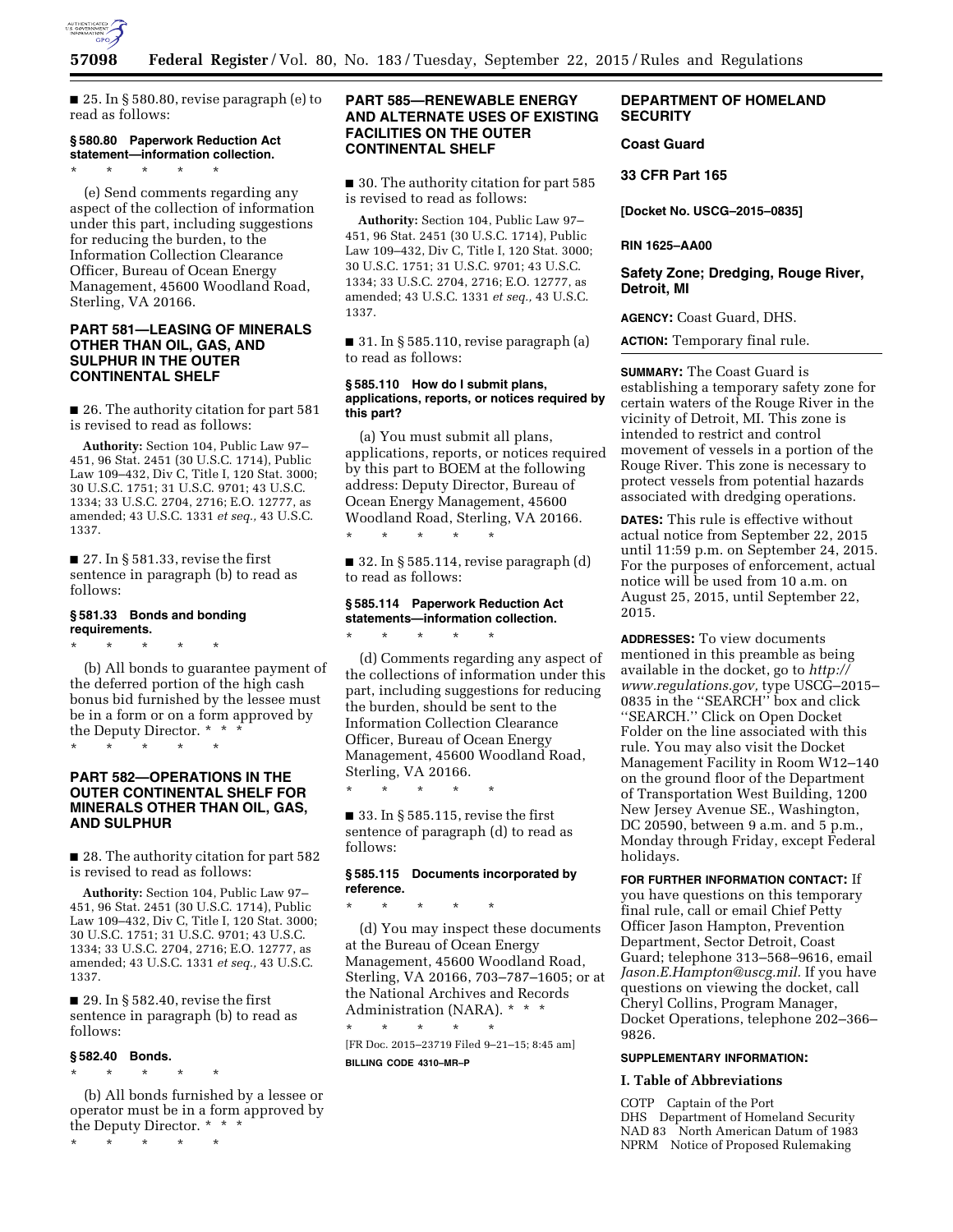■ 25. In § 580.80, revise paragraph (e) to read as follows:

#### § 580.80 Paperwork Reduction Act statement—information collection.

\* \* \* \* \*

(e) Send comments regarding any aspect of the collection of information under this part, including suggestions for reducing the burden, to the Information Collection Clearance Officer, Bureau of Ocean Energy Management, 45600 Woodland Road, Sterling, VA 20166.

### PART 581—LEASING OF MINERALS OTHER THAN OIL, GAS, AND SULPHUR IN THE OUTER CONTINENTAL SHELF

■ 26. The authority citation for part 581 is revised to read as follows:

**Authority:** Section 104, Public Law 97–451, 96 Stat. 2451 (30 U.S.C. 1714), Public Law 109–432, Div C, Title I, 120 Stat. 3000; 30 U.S.C. 1751; 31 U.S.C. 9701; 43 U.S.C. 1334; 33 U.S.C. 2704, 2716; E.O. 12777, as amended; 43 U.S.C. 1331 *et seq.,* 43 U.S.C. 1337.

■ 27. In § 581.33, revise the first sentence in paragraph (b) to read as follows:

#### § 581.33 Bonds and bonding requirements.

\* \* \* \* \*

(b) All bonds to guarantee payment of the deferred portion of the high cash bonus bid furnished by the lessee must be in a form or on a form approved by the Deputy Director. \* \* \*

\* \* \* \* \*

### PART 582—OPERATIONS IN THE OUTER CONTINENTAL SHELF FOR MINERALS OTHER THAN OIL, GAS, AND SULPHUR

■ 28. The authority citation for part 582 is revised to read as follows:

**Authority:** Section 104, Public Law 97–451, 96 Stat. 2451 (30 U.S.C. 1714), Public Law 109–432, Div C, Title I, 120 Stat. 3000; 30 U.S.C. 1751; 31 U.S.C. 9701; 43 U.S.C. 1334; 33 U.S.C. 2704, 2716; E.O. 12777, as amended; 43 U.S.C. 1331 *et seq.,* 43 U.S.C. 1337.

■ 29. In § 582.40, revise the first sentence in paragraph (b) to read as follows:

#### § 582.40 Bonds.

\* \* \* \* \*

(b) All bonds furnished by a lessee or operator must be in a form approved by the Deputy Director. \* \* \*

\* \* \* \* \*

### PART 585—RENEWABLE ENERGY AND ALTERNATE USES OF EXISTING FACILITIES ON THE OUTER CONTINENTAL SHELF

■ 30. The authority citation for part 585 is revised to read as follows:

**Authority:** Section 104, Public Law 97–451, 96 Stat. 2451 (30 U.S.C. 1714), Public Law 109–432, Div C, Title I, 120 Stat. 3000; 30 U.S.C. 1751; 31 U.S.C. 9701; 43 U.S.C. 1334; 33 U.S.C. 2704, 2716; E.O. 12777, as amended; 43 U.S.C. 1331 *et seq.,* 43 U.S.C. 1337.

■ 31. In § 585.110, revise paragraph (a) to read as follows:

#### § 585.110 How do I submit plans, applications, reports, or notices required by this part?

(a) You must submit all plans, applications, reports, or notices required by this part to BOEM at the following address: Deputy Director, Bureau of Ocean Energy Management, 45600 Woodland Road, Sterling, VA 20166.

\* \* \* \* \*

■ 32. In § 585.114, revise paragraph (d) to read as follows:

#### § 585.114 Paperwork Reduction Act statements—information collection.

\* \* \* \* \*

(d) Comments regarding any aspect of the collections of information under this part, including suggestions for reducing the burden, should be sent to the Information Collection Clearance Officer, Bureau of Ocean Energy Management, 45600 Woodland Road, Sterling, VA 20166.

\* \* \* \* \*

■ 33. In § 585.115, revise the first sentence of paragraph (d) to read as follows:

#### § 585.115 Documents incorporated by reference.

\* \* \* \* \*

(d) You may inspect these documents at the Bureau of Ocean Energy Management, 45600 Woodland Road, Sterling, VA 20166, 703–787–1605; or at the National Archives and Records Administration (NARA). \* \* \*

\* \* \* \* \*

[FR Doc. 2015–23719 Filed 9–21–15; 8:45 am]

**BILLING CODE 4310–MR–P**

## DEPARTMENT OF HOMELAND SECURITY

### Coast Guard

### 33 CFR Part 165

**[Docket No. USCG–2015–0835]**

**RIN 1625–AA00**

## Safety Zone; Dredging, Rouge River, Detroit, MI

**AGENCY:** Coast Guard, DHS.

**ACTION:** Temporary final rule.

**SUMMARY:** The Coast Guard is establishing a temporary safety zone for certain waters of the Rouge River in the vicinity of Detroit, MI. This zone is intended to restrict and control movement of vessels in a portion of the Rouge River. This zone is necessary to protect vessels from potential hazards associated with dredging operations.

**DATES:** This rule is effective without actual notice from September 22, 2015 until 11:59 p.m. on September 24, 2015. For the purposes of enforcement, actual notice will be used from 10 a.m. on August 25, 2015, until September 22, 2015.

**ADDRESSES:** To view documents mentioned in this preamble as being available in the docket, go to *http://www.regulations.gov,* type USCG–2015–0835 in the "SEARCH" box and click "SEARCH." Click on Open Docket Folder on the line associated with this rule. You may also visit the Docket Management Facility in Room W12–140 on the ground floor of the Department of Transportation West Building, 1200 New Jersey Avenue SE., Washington, DC 20590, between 9 a.m. and 5 p.m., Monday through Friday, except Federal holidays.

**FOR FURTHER INFORMATION CONTACT:** If you have questions on this temporary final rule, call or email Chief Petty Officer Jason Hampton, Prevention Department, Sector Detroit, Coast Guard; telephone 313–568–9616, email *Jason.E.Hampton@uscg.mil.* If you have questions on viewing the docket, call Cheryl Collins, Program Manager, Docket Operations, telephone 202–366–9826.

**SUPPLEMENTARY INFORMATION:**

### I. Table of Abbreviations

COTP Captain of the Port
DHS Department of Homeland Security
NAD 83 North American Datum of 1983
NPRM Notice of Proposed Rulemaking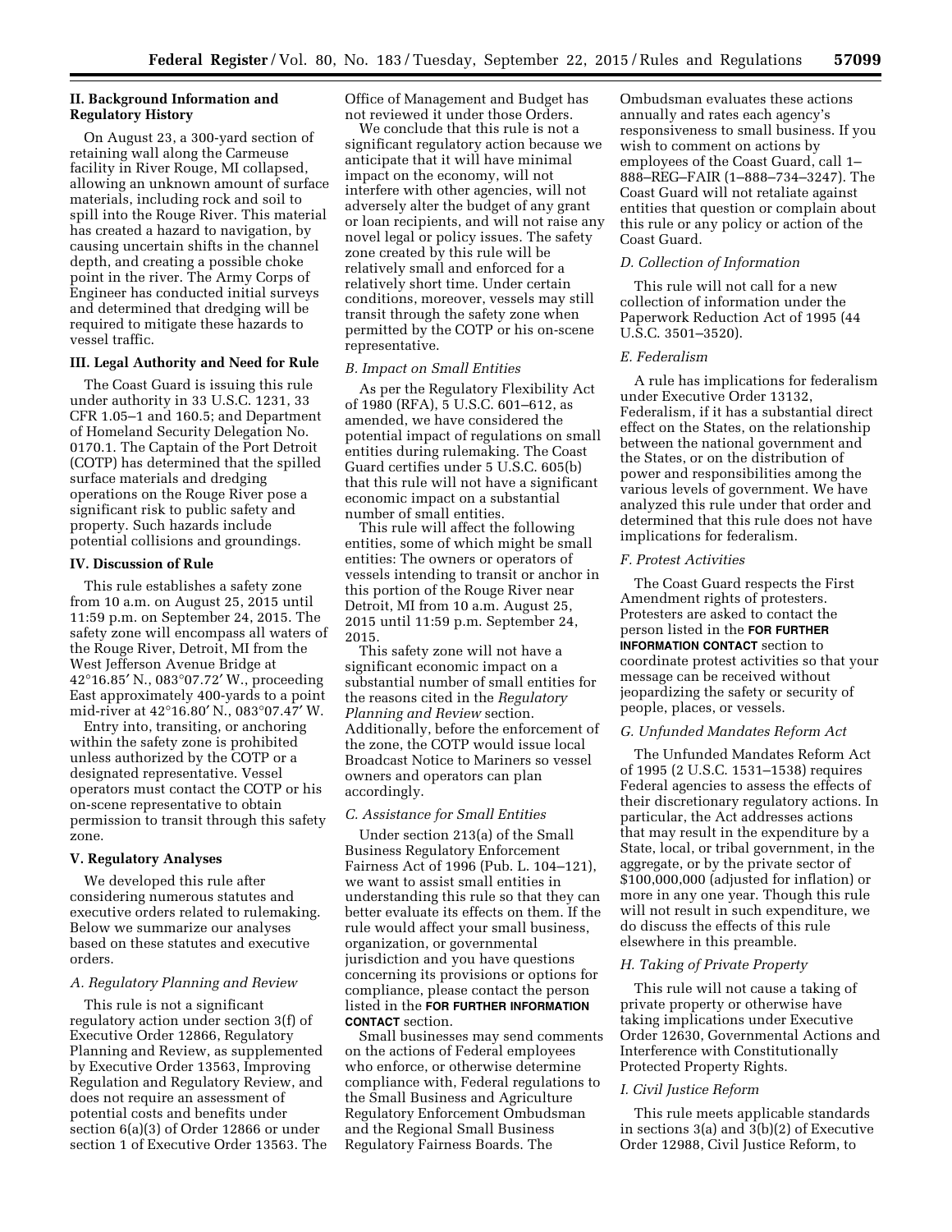## II. Background Information and Regulatory History

On August 23, a 300-yard section of retaining wall along the Carmeuse facility in River Rouge, MI collapsed, allowing an unknown amount of surface materials, including rock and soil to spill into the Rouge River. This material has created a hazard to navigation, by causing uncertain shifts in the channel depth, and creating a possible choke point in the river. The Army Corps of Engineer has conducted initial surveys and determined that dredging will be required to mitigate these hazards to vessel traffic.

## III. Legal Authority and Need for Rule

The Coast Guard is issuing this rule under authority in 33 U.S.C. 1231, 33 CFR 1.05–1 and 160.5; and Department of Homeland Security Delegation No. 0170.1. The Captain of the Port Detroit (COTP) has determined that the spilled surface materials and dredging operations on the Rouge River pose a significant risk to public safety and property. Such hazards include potential collisions and groundings.

## IV. Discussion of Rule

This rule establishes a safety zone from 10 a.m. on August 25, 2015 until 11:59 p.m. on September 24, 2015. The safety zone will encompass all waters of the Rouge River, Detroit, MI from the West Jefferson Avenue Bridge at 42°16.85′ N., 083°07.72′ W., proceeding East approximately 400-yards to a point mid-river at 42°16.80′ N., 083°07.47′ W.

Entry into, transiting, or anchoring within the safety zone is prohibited unless authorized by the COTP or a designated representative. Vessel operators must contact the COTP or his on-scene representative to obtain permission to transit through this safety zone.

## V. Regulatory Analyses

We developed this rule after considering numerous statutes and executive orders related to rulemaking. Below we summarize our analyses based on these statutes and executive orders.

### *A. Regulatory Planning and Review*

This rule is not a significant regulatory action under section 3(f) of Executive Order 12866, Regulatory Planning and Review, as supplemented by Executive Order 13563, Improving Regulation and Regulatory Review, and does not require an assessment of potential costs and benefits under section 6(a)(3) of Order 12866 or under section 1 of Executive Order 13563. The Office of Management and Budget has not reviewed it under those Orders.

We conclude that this rule is not a significant regulatory action because we anticipate that it will have minimal impact on the economy, will not interfere with other agencies, will not adversely alter the budget of any grant or loan recipients, and will not raise any novel legal or policy issues. The safety zone created by this rule will be relatively small and enforced for a relatively short time. Under certain conditions, moreover, vessels may still transit through the safety zone when permitted by the COTP or his on-scene representative.

### *B. Impact on Small Entities*

As per the Regulatory Flexibility Act of 1980 (RFA), 5 U.S.C. 601–612, as amended, we have considered the potential impact of regulations on small entities during rulemaking. The Coast Guard certifies under 5 U.S.C. 605(b) that this rule will not have a significant economic impact on a substantial number of small entities.

This rule will affect the following entities, some of which might be small entities: The owners or operators of vessels intending to transit or anchor in this portion of the Rouge River near Detroit, MI from 10 a.m. August 25, 2015 until 11:59 p.m. September 24, 2015.

This safety zone will not have a significant economic impact on a substantial number of small entities for the reasons cited in the *Regulatory Planning and Review* section. Additionally, before the enforcement of the zone, the COTP would issue local Broadcast Notice to Mariners so vessel owners and operators can plan accordingly.

### *C. Assistance for Small Entities*

Under section 213(a) of the Small Business Regulatory Enforcement Fairness Act of 1996 (Pub. L. 104–121), we want to assist small entities in understanding this rule so that they can better evaluate its effects on them. If the rule would affect your small business, organization, or governmental jurisdiction and you have questions concerning its provisions or options for compliance, please contact the person listed in the **FOR FURTHER INFORMATION CONTACT** section.

Small businesses may send comments on the actions of Federal employees who enforce, or otherwise determine compliance with, Federal regulations to the Small Business and Agriculture Regulatory Enforcement Ombudsman and the Regional Small Business Regulatory Fairness Boards. The Ombudsman evaluates these actions annually and rates each agency's responsiveness to small business. If you wish to comment on actions by employees of the Coast Guard, call 1–888–REG–FAIR (1–888–734–3247). The Coast Guard will not retaliate against entities that question or complain about this rule or any policy or action of the Coast Guard.

### *D. Collection of Information*

This rule will not call for a new collection of information under the Paperwork Reduction Act of 1995 (44 U.S.C. 3501–3520).

### *E. Federalism*

A rule has implications for federalism under Executive Order 13132, Federalism, if it has a substantial direct effect on the States, on the relationship between the national government and the States, or on the distribution of power and responsibilities among the various levels of government. We have analyzed this rule under that order and determined that this rule does not have implications for federalism.

### *F. Protest Activities*

The Coast Guard respects the First Amendment rights of protesters. Protesters are asked to contact the person listed in the **FOR FURTHER INFORMATION CONTACT** section to coordinate protest activities so that your message can be received without jeopardizing the safety or security of people, places, or vessels.

### *G. Unfunded Mandates Reform Act*

The Unfunded Mandates Reform Act of 1995 (2 U.S.C. 1531–1538) requires Federal agencies to assess the effects of their discretionary regulatory actions. In particular, the Act addresses actions that may result in the expenditure by a State, local, or tribal government, in the aggregate, or by the private sector of $100,000,000 (adjusted for inflation) or more in any one year. Though this rule will not result in such expenditure, we do discuss the effects of this rule elsewhere in this preamble.

### *H. Taking of Private Property*

This rule will not cause a taking of private property or otherwise have taking implications under Executive Order 12630, Governmental Actions and Interference with Constitutionally Protected Property Rights.

### *I. Civil Justice Reform*

This rule meets applicable standards in sections 3(a) and 3(b)(2) of Executive Order 12988, Civil Justice Reform, to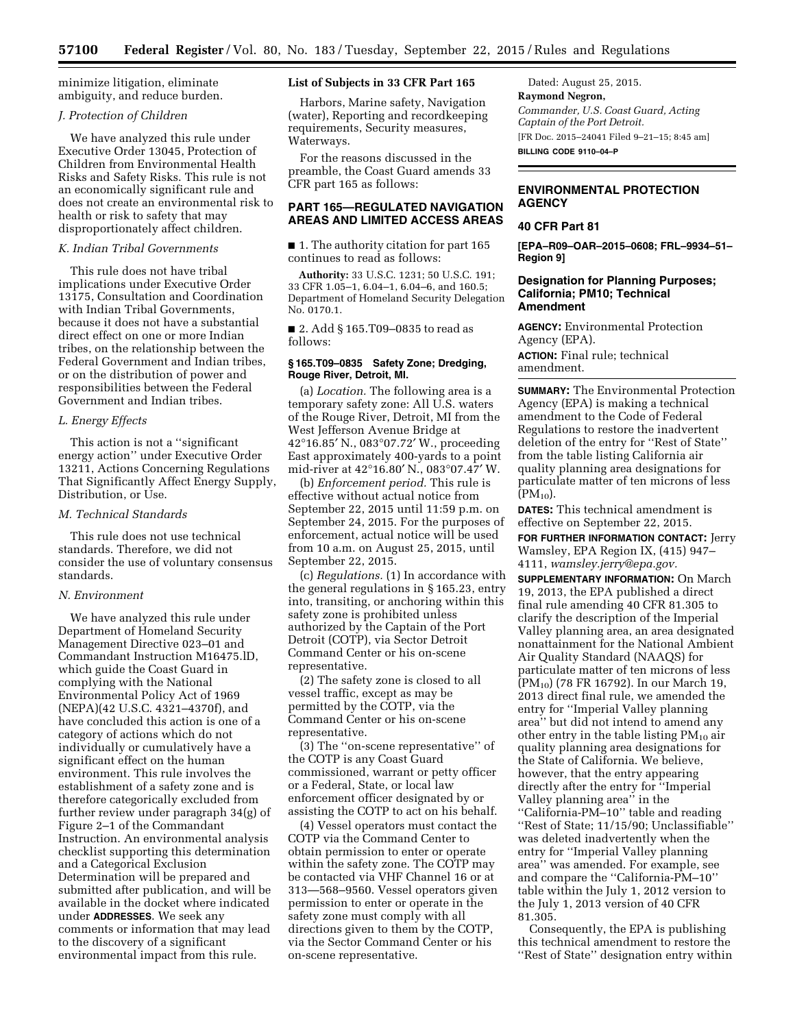minimize litigation, eliminate ambiguity, and reduce burden.

### *J. Protection of Children*

We have analyzed this rule under Executive Order 13045, Protection of Children from Environmental Health Risks and Safety Risks. This rule is not an economically significant rule and does not create an environmental risk to health or risk to safety that may disproportionately affect children.

### *K. Indian Tribal Governments*

This rule does not have tribal implications under Executive Order 13175, Consultation and Coordination with Indian Tribal Governments, because it does not have a substantial direct effect on one or more Indian tribes, on the relationship between the Federal Government and Indian tribes, or on the distribution of power and responsibilities between the Federal Government and Indian tribes.

### *L. Energy Effects*

This action is not a ''significant energy action'' under Executive Order 13211, Actions Concerning Regulations That Significantly Affect Energy Supply, Distribution, or Use.

### *M. Technical Standards*

This rule does not use technical standards. Therefore, we did not consider the use of voluntary consensus standards.

### *N. Environment*

We have analyzed this rule under Department of Homeland Security Management Directive 023–01 and Commandant Instruction M16475.lD, which guide the Coast Guard in complying with the National Environmental Policy Act of 1969 (NEPA)(42 U.S.C. 4321–4370f), and have concluded this action is one of a category of actions which do not individually or cumulatively have a significant effect on the human environment. This rule involves the establishment of a safety zone and is therefore categorically excluded from further review under paragraph 34(g) of Figure 2–1 of the Commandant Instruction. An environmental analysis checklist supporting this determination and a Categorical Exclusion Determination will be prepared and submitted after publication, and will be available in the docket where indicated under **ADDRESSES**. We seek any comments or information that may lead to the discovery of a significant environmental impact from this rule.

### List of Subjects in 33 CFR Part 165

Harbors, Marine safety, Navigation (water), Reporting and recordkeeping requirements, Security measures, Waterways.

For the reasons discussed in the preamble, the Coast Guard amends 33 CFR part 165 as follows:

## PART 165—REGULATED NAVIGATION AREAS AND LIMITED ACCESS AREAS

■ 1. The authority citation for part 165 continues to read as follows:

**Authority:** 33 U.S.C. 1231; 50 U.S.C. 191; 33 CFR 1.05–1, 6.04–1, 6.04–6, and 160.5; Department of Homeland Security Delegation No. 0170.1.

■ 2. Add § 165.T09–0835 to read as follows:

#### § 165.T09–0835 Safety Zone; Dredging, Rouge River, Detroit, MI.

(a) *Location.* The following area is a temporary safety zone: All U.S. waters of the Rouge River, Detroit, MI from the West Jefferson Avenue Bridge at 42°16.85′ N., 083°07.72′ W., proceeding East approximately 400-yards to a point mid-river at 42°16.80′ N., 083°07.47′ W.

(b) *Enforcement period.* This rule is effective without actual notice from September 22, 2015 until 11:59 p.m. on September 24, 2015. For the purposes of enforcement, actual notice will be used from 10 a.m. on August 25, 2015, until September 22, 2015.

(c) *Regulations.* (1) In accordance with the general regulations in § 165.23, entry into, transiting, or anchoring within this safety zone is prohibited unless authorized by the Captain of the Port Detroit (COTP), via Sector Detroit Command Center or his on-scene representative.

(2) The safety zone is closed to all vessel traffic, except as may be permitted by the COTP, via the Command Center or his on-scene representative.

(3) The ''on-scene representative'' of the COTP is any Coast Guard commissioned, warrant or petty officer or a Federal, State, or local law enforcement officer designated by or assisting the COTP to act on his behalf.

(4) Vessel operators must contact the COTP via the Command Center to obtain permission to enter or operate within the safety zone. The COTP may be contacted via VHF Channel 16 or at 313—568–9560. Vessel operators given permission to enter or operate in the safety zone must comply with all directions given to them by the COTP, via the Sector Command Center or his on-scene representative.

Dated: August 25, 2015.

**Raymond Negron,**

*Commander, U.S. Coast Guard, Acting Captain of the Port Detroit.*

[FR Doc. 2015–24041 Filed 9–21–15; 8:45 am]

**BILLING CODE 9110–04–P**

---

## ENVIRONMENTAL PROTECTION AGENCY

### 40 CFR Part 81

**[EPA–R09–OAR–2015–0608; FRL–9934–51–Region 9]**

### Designation for Planning Purposes; California; PM10; Technical Amendment

**AGENCY:** Environmental Protection Agency (EPA).

**ACTION:** Final rule; technical amendment.

**SUMMARY:** The Environmental Protection Agency (EPA) is making a technical amendment to the Code of Federal Regulations to restore the inadvertent deletion of the entry for ''Rest of State'' from the table listing California air quality planning area designations for particulate matter of ten microns of less ($PM_{10}$).

**DATES:** This technical amendment is effective on September 22, 2015.

**FOR FURTHER INFORMATION CONTACT:** Jerry Wamsley, EPA Region IX, (415) 947–4111, *wamsley.jerry@epa.gov.*

**SUPPLEMENTARY INFORMATION:** On March 19, 2013, the EPA published a direct final rule amending 40 CFR 81.305 to clarify the description of the Imperial Valley planning area, an area designated nonattainment for the National Ambient Air Quality Standard (NAAQS) for particulate matter of ten microns of less ($PM_{10}$) (78 FR 16792). In our March 19, 2013 direct final rule, we amended the entry for ''Imperial Valley planning area'' but did not intend to amend any other entry in the table listing $PM_{10}$ air quality planning area designations for the State of California. We believe, however, that the entry appearing directly after the entry for ''Imperial Valley planning area'' in the ''California-PM–10'' table and reading ''Rest of State; 11/15/90; Unclassifiable'' was deleted inadvertently when the entry for ''Imperial Valley planning area'' was amended. For example, see and compare the ''California-PM–10'' table within the July 1, 2012 version to the July 1, 2013 version of 40 CFR 81.305.

Consequently, the EPA is publishing this technical amendment to restore the ''Rest of State'' designation entry within